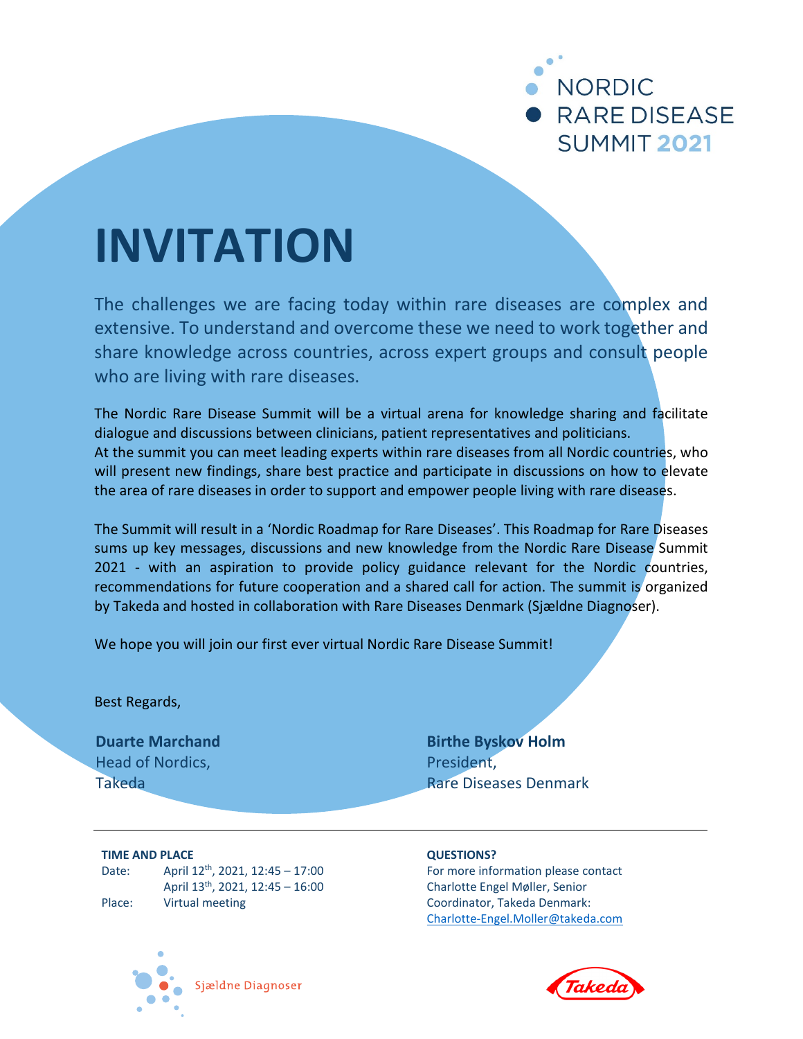NORDIC RARE DISEASE SUMMIT 2021

# INVITATION

The challenges we are facing today within rare diseases are complex and extensive. To understand and overcome these we need to work together and share knowledge across countries, across expert groups and consult people who are living with rare diseases.

The Nordic Rare Disease Summit will be a virtual arena for knowledge sharing and facilitate dialogue and discussions between clinicians, patient representatives and politicians. At the summit you can meet leading experts within rare diseases from all Nordic countries, who will present new findings, share best practice and participate in discussions on how to elevate the area of rare diseases in order to support and empower people living with rare diseases.

The Summit will result in a 'Nordic Roadmap for Rare Diseases'. This Roadmap for Rare Diseases sums up key messages, discussions and new knowledge from the Nordic Rare Disease Summit 2021 - with an aspiration to provide policy guidance relevant for the Nordic countries, recommendations for future cooperation and a shared call for action. The summit is organized by Takeda and hosted in collaboration with Rare Diseases Denmark (Sjældne Diagnoser).

We hope you will join our first ever virtual Nordic Rare Disease Summit!

Best Regards,

**Duarte Marchand**
Head of Nordics,
Takeda

**Birthe Byskov Holm**
President,
Rare Diseases Denmark

---

**TIME AND PLACE**

Date: April 12th, 2021, 12:45 – 17:00
April 13th, 2021, 12:45 – 16:00

Place: Virtual meeting

**QUESTIONS?**

For more information please contact Charlotte Engel Møller, Senior Coordinator, Takeda Denmark: Charlotte-Engel.Moller@takeda.com

Sjældne Diagnoser

Takeda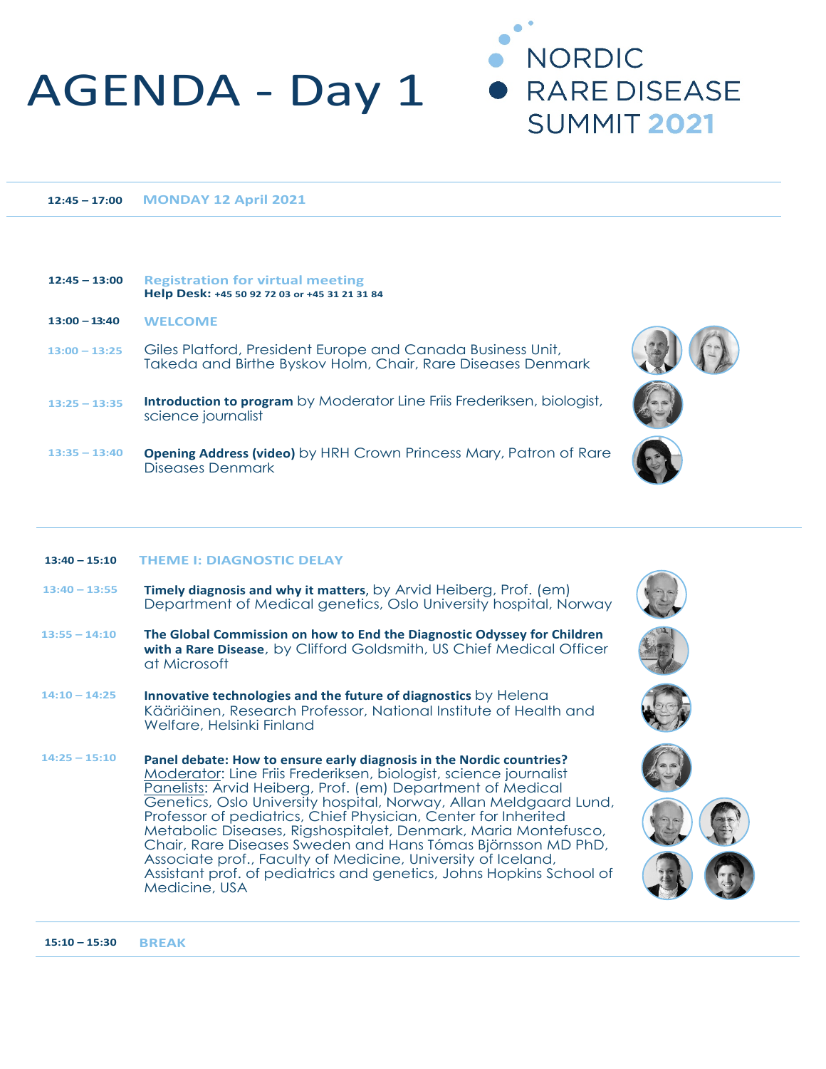# AGENDA - Day 1

NORDIC RARE DISEASE SUMMIT 2021

**12:45 – 17:00** **MONDAY 12 April 2021**

**12:45 – 13:00** **Registration for virtual meeting**
**Help Desk: +45 50 92 72 03 or +45 31 21 31 84**

**13:00 – 13:40** **WELCOME**

**13:00 – 13:25** Giles Platford, President Europe and Canada Business Unit, Takeda and Birthe Byskov Holm, Chair, Rare Diseases Denmark

**13:25 – 13:35** **Introduction to program** by Moderator Line Friis Frederiksen, biologist, science journalist

**13:35 – 13:40** **Opening Address (video)** by HRH Crown Princess Mary, Patron of Rare Diseases Denmark

**13:40 – 15:10** **THEME I: DIAGNOSTIC DELAY**

**13:40 – 13:55** **Timely diagnosis and why it matters,** by Arvid Heiberg, Prof. (em) Department of Medical genetics, Oslo University hospital, Norway

**13:55 – 14:10** **The Global Commission on how to End the Diagnostic Odyssey for Children with a Rare Disease**, by Clifford Goldsmith, US Chief Medical Officer at Microsoft

**14:10 – 14:25** **Innovative technologies and the future of diagnostics** by Helena Kääriäinen, Research Professor, National Institute of Health and Welfare, Helsinki Finland

**14:25 – 15:10** **Panel debate: How to ensure early diagnosis in the Nordic countries?**
Moderator: Line Friis Frederiksen, biologist, science journalist
Panelists: Arvid Heiberg, Prof. (em) Department of Medical Genetics, Oslo University hospital, Norway, Allan Meldgaard Lund, Professor of pediatrics, Chief Physician, Center for Inherited Metabolic Diseases, Rigshospitalet, Denmark, Maria Montefusco, Chair, Rare Diseases Sweden and Hans Tómas Björnsson MD PhD, Associate prof., Faculty of Medicine, University of Iceland, Assistant prof. of pediatrics and genetics, Johns Hopkins School of Medicine, USA

**15:10 – 15:30** **BREAK**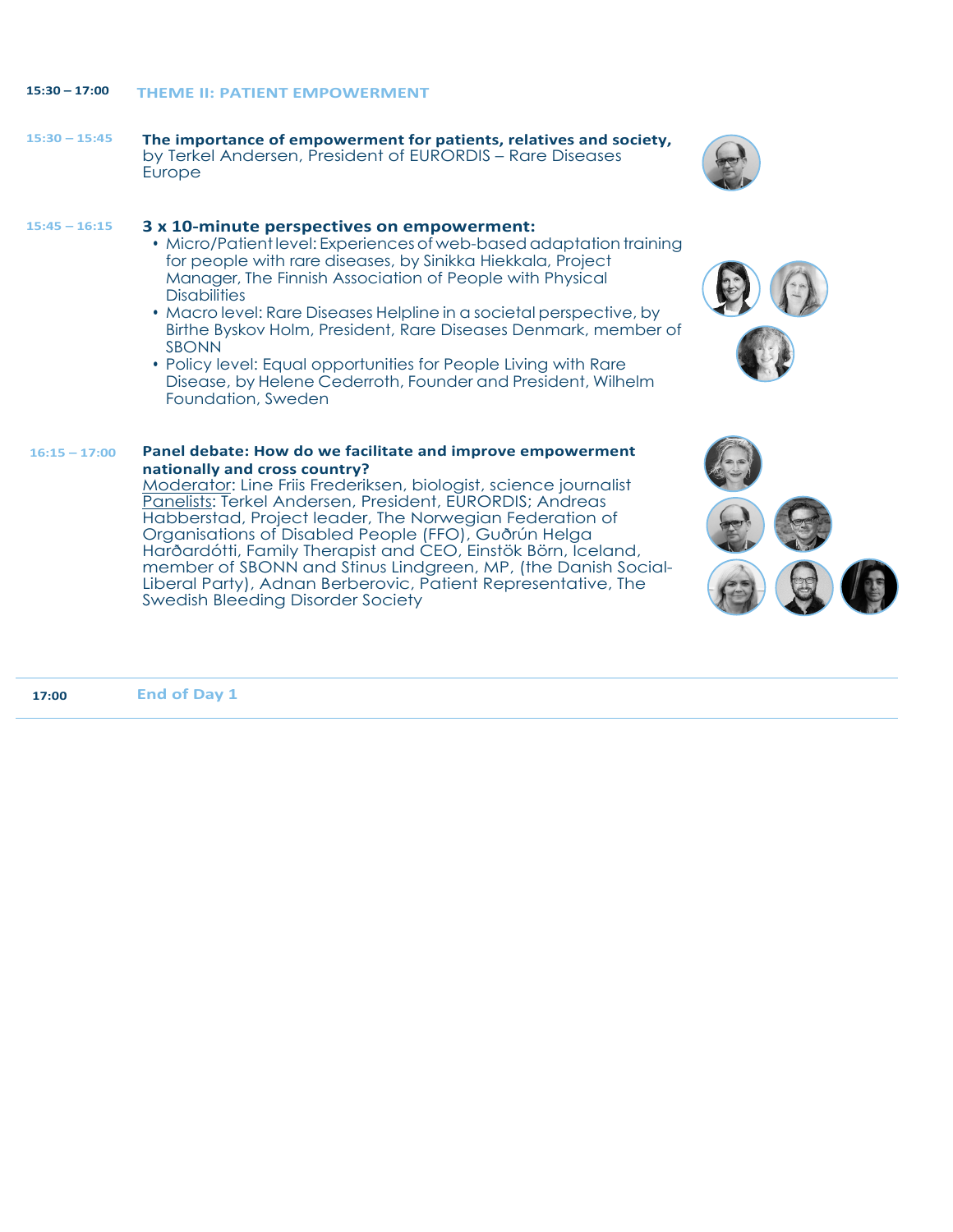**15:30 – 17:00** **THEME II: PATIENT EMPOWERMENT**

**15:30 – 15:45** **The importance of empowerment for patients, relatives and society,** by Terkel Andersen, President of EURORDIS – Rare Diseases Europe

**15:45 – 16:15** **3 x 10-minute perspectives on empowerment:**

- Micro/Patient level: Experiences of web-based adaptation training for people with rare diseases, by Sinikka Hiekkala, Project Manager, The Finnish Association of People with Physical Disabilities
- Macro level: Rare Diseases Helpline in a societal perspective, by Birthe Byskov Holm, President, Rare Diseases Denmark, member of SBONN
- Policy level: Equal opportunities for People Living with Rare Disease, by Helene Cederroth, Founder and President, Wilhelm Foundation, Sweden

**16:15 – 17:00** **Panel debate: How do we facilitate and improve empowerment nationally and cross country?**
Moderator: Line Friis Frederiksen, biologist, science journalist
Panelists: Terkel Andersen, President, EURORDIS; Andreas Habberstad, Project leader, The Norwegian Federation of Organisations of Disabled People (FFO), Guðrún Helga Harðardótti, Family Therapist and CEO, Einstök Börn, Iceland, member of SBONN and Stinus Lindgreen, MP, (the Danish Social-Liberal Party), Adnan Berberovic, Patient Representative, The Swedish Bleeding Disorder Society

---

**17:00** **End of Day 1**

---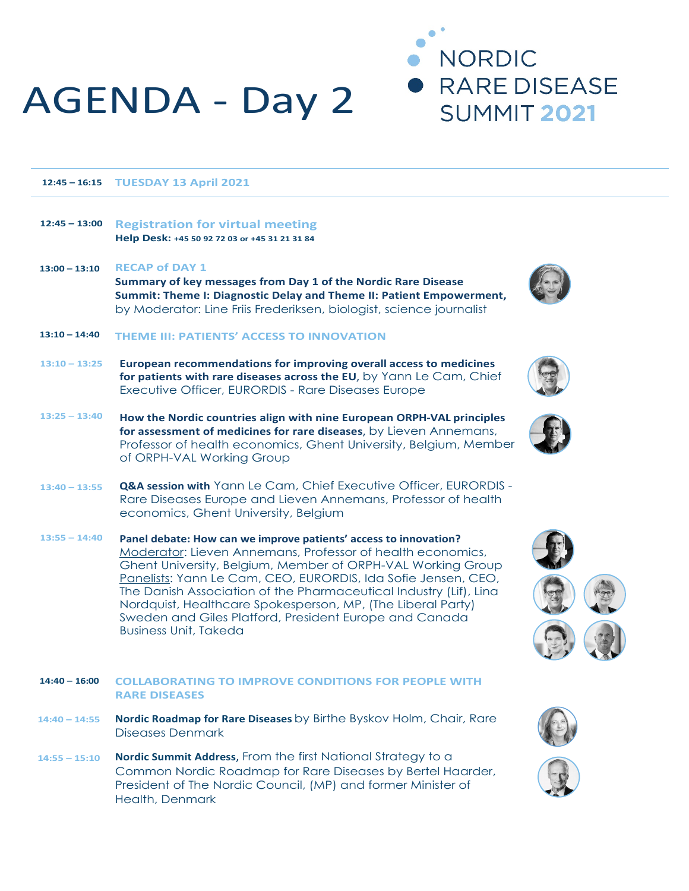# AGENDA - Day 2

NORDIC RARE DISEASE SUMMIT 2021

**12:45 – 16:15** **TUESDAY 13 April 2021**

**12:45 – 13:00** **Registration for virtual meeting**
**Help Desk: +45 50 92 72 03 or +45 31 21 31 84**

**13:00 – 13:10** **RECAP of DAY 1**
**Summary of key messages from Day 1 of the Nordic Rare Disease Summit: Theme I: Diagnostic Delay and Theme II: Patient Empowerment,** by Moderator: Line Friis Frederiksen, biologist, science journalist

**13:10 – 14:40** **THEME III: PATIENTS' ACCESS TO INNOVATION**

**13:10 – 13:25** **European recommendations for improving overall access to medicines for patients with rare diseases across the EU,** by Yann Le Cam, Chief Executive Officer, EURORDIS - Rare Diseases Europe

**13:25 – 13:40** **How the Nordic countries align with nine European ORPH-VAL principles for assessment of medicines for rare diseases,** by Lieven Annemans, Professor of health economics, Ghent University, Belgium, Member of ORPH-VAL Working Group

**13:40 – 13:55** **Q&A session with** Yann Le Cam, Chief Executive Officer, EURORDIS - Rare Diseases Europe and Lieven Annemans, Professor of health economics, Ghent University, Belgium

**13:55 – 14:40** **Panel debate: How can we improve patients' access to innovation?**
Moderator: Lieven Annemans, Professor of health economics, Ghent University, Belgium, Member of ORPH-VAL Working Group
Panelists: Yann Le Cam, CEO, EURORDIS, Ida Sofie Jensen, CEO, The Danish Association of the Pharmaceutical Industry (Lif), Lina Nordquist, Healthcare Spokesperson, MP, (The Liberal Party) Sweden and Giles Platford, President Europe and Canada Business Unit, Takeda

**14:40 – 16:00** **COLLABORATING TO IMPROVE CONDITIONS FOR PEOPLE WITH RARE DISEASES**

**14:40 – 14:55** **Nordic Roadmap for Rare Diseases** by Birthe Byskov Holm, Chair, Rare Diseases Denmark

**14:55 – 15:10** **Nordic Summit Address,** From the first National Strategy to a Common Nordic Roadmap for Rare Diseases by Bertel Haarder, President of The Nordic Council, (MP) and former Minister of Health, Denmark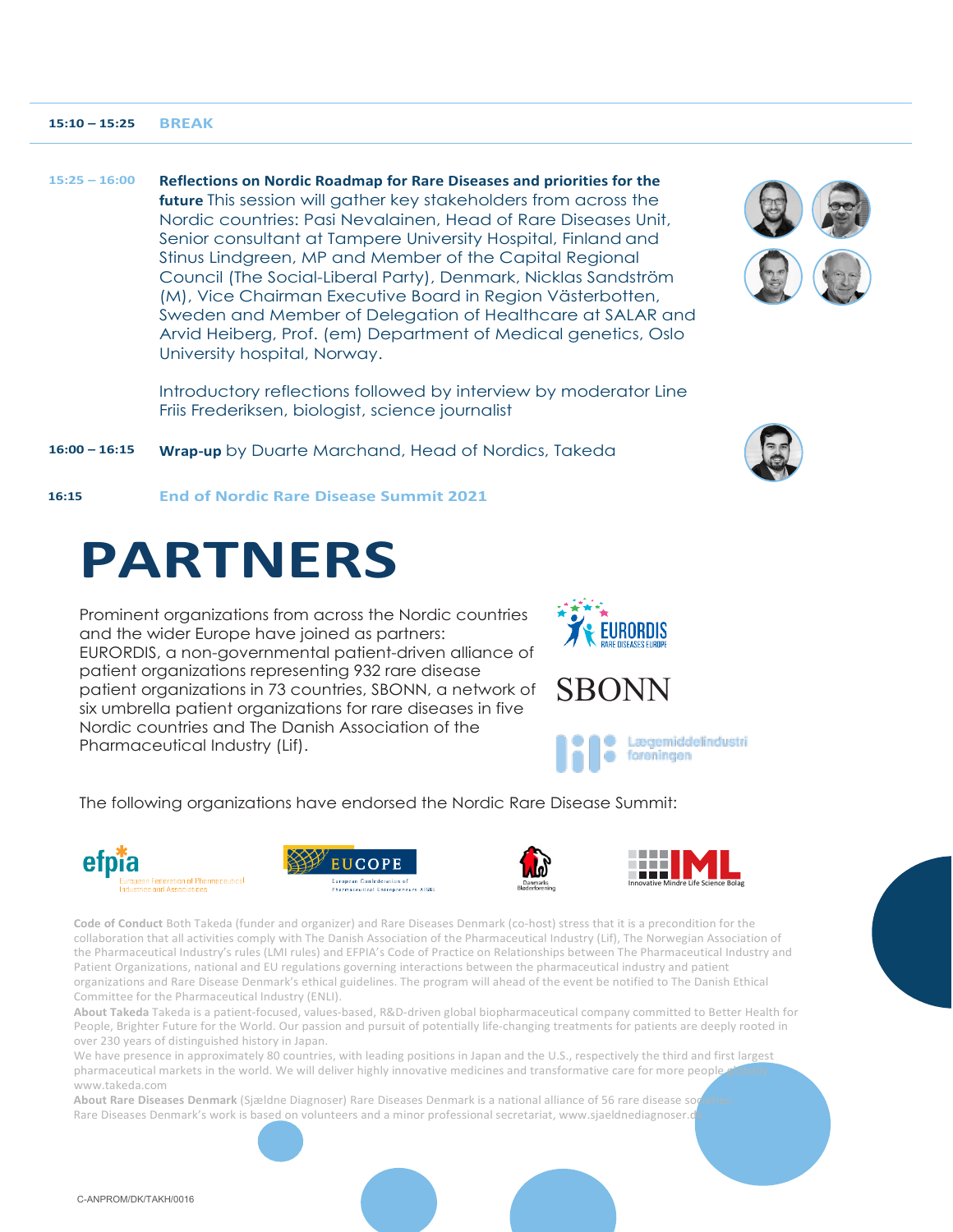**15:10 – 15:25** **BREAK**

**15:25 – 16:00** **Reflections on Nordic Roadmap for Rare Diseases and priorities for the future** This session will gather key stakeholders from across the Nordic countries: Pasi Nevalainen, Head of Rare Diseases Unit, Senior consultant at Tampere University Hospital, Finland and Stinus Lindgreen, MP and Member of the Capital Regional Council (The Social-Liberal Party), Denmark, Nicklas Sandström (M), Vice Chairman Executive Board in Region Västerbotten, Sweden and Member of Delegation of Healthcare at SALAR and Arvid Heiberg, Prof. (em) Department of Medical genetics, Oslo University hospital, Norway.

Introductory reflections followed by interview by moderator Line Friis Frederiksen, biologist, science journalist

**16:00 – 16:15** **Wrap-up** by Duarte Marchand, Head of Nordics, Takeda

**16:15** **End of Nordic Rare Disease Summit 2021**

# PARTNERS

Prominent organizations from across the Nordic countries and the wider Europe have joined as partners: EURORDIS, a non-governmental patient-driven alliance of patient organizations representing 932 rare disease patient organizations in 73 countries, SBONN, a network of six umbrella patient organizations for rare diseases in five Nordic countries and The Danish Association of the Pharmaceutical Industry (Lif).

EURORDIS RARE DISEASES EUROPE

SBONN

Lægemiddelindustri foreningen

The following organizations have endorsed the Nordic Rare Disease Summit:

efpia European Federation of Pharmaceutical Industries and Associations

EUCOPE European Confederation of Pharmaceutical Entrepreneurs AISBL

Danmarks Bløderforening

IML Innovative Mindre Life Science Bolag

**Code of Conduct** Both Takeda (funder and organizer) and Rare Diseases Denmark (co-host) stress that it is a precondition for the collaboration that all activities comply with The Danish Association of the Pharmaceutical Industry (Lif), The Norwegian Association of the Pharmaceutical Industry's rules (LMI rules) and EFPIA's Code of Practice on Relationships between The Pharmaceutical Industry and Patient Organizations, national and EU regulations governing interactions between the pharmaceutical industry and patient organizations and Rare Disease Denmark's ethical guidelines. The program will ahead of the event be notified to The Danish Ethical Committee for the Pharmaceutical Industry (ENLI).

**About Takeda** Takeda is a patient-focused, values-based, R&D-driven global biopharmaceutical company committed to Better Health for People, Brighter Future for the World. Our passion and pursuit of potentially life-changing treatments for patients are deeply rooted in over 230 years of distinguished history in Japan.

We have presence in approximately 80 countries, with leading positions in Japan and the U.S., respectively the third and first largest pharmaceutical markets in the world. We will deliver highly innovative medicines and transformative care for more people globally. www.takeda.com

**About Rare Diseases Denmark** (Sjældne Diagnoser) Rare Diseases Denmark is a national alliance of 56 rare disease societies. Rare Diseases Denmark's work is based on volunteers and a minor professional secretariat, www.sjaeldnediagnoser.dk

C-ANPROM/DK/TAKH/0016